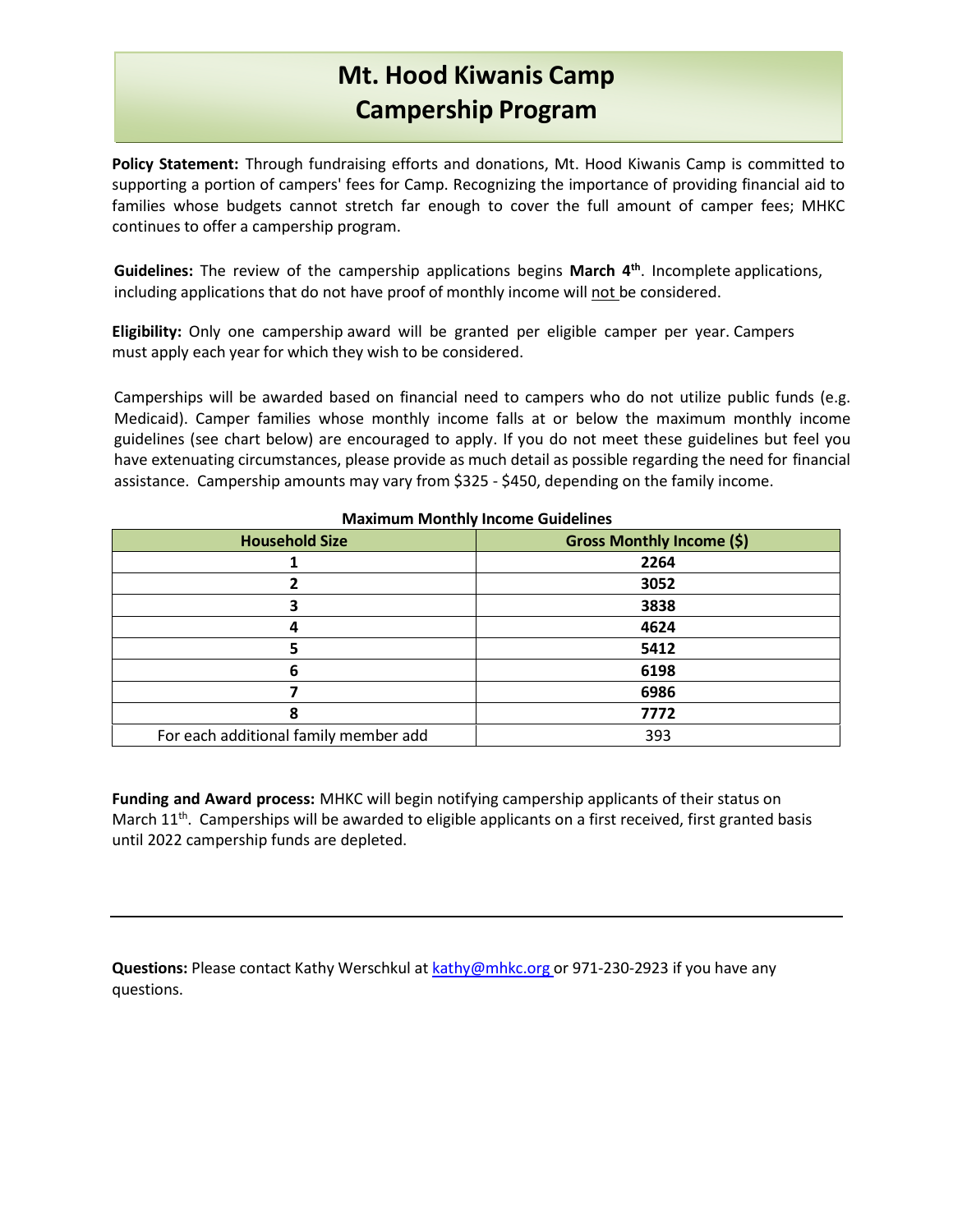# Mt. Hood Kiwanis Camp
# Campership Program

**Policy Statement:** Through fundraising efforts and donations, Mt. Hood Kiwanis Camp is committed to supporting a portion of campers' fees for Camp. Recognizing the importance of providing financial aid to families whose budgets cannot stretch far enough to cover the full amount of camper fees; MHKC continues to offer a campership program.

**Guidelines:** The review of the campership applications begins **March 4th**. Incomplete applications, including applications that do not have proof of monthly income will not be considered.

**Eligibility:** Only one campership award will be granted per eligible camper per year. Campers must apply each year for which they wish to be considered.

Camperships will be awarded based on financial need to campers who do not utilize public funds (e.g. Medicaid). Camper families whose monthly income falls at or below the maximum monthly income guidelines (see chart below) are encouraged to apply. If you do not meet these guidelines but feel you have extenuating circumstances, please provide as much detail as possible regarding the need for financial assistance. Campership amounts may vary from $325 - $450, depending on the family income.

**Maximum Monthly Income Guidelines**

| Household Size | Gross Monthly Income ($) |
|---|---|
| **1** | **2264** |
| **2** | **3052** |
| **3** | **3838** |
| **4** | **4624** |
| **5** | **5412** |
| **6** | **6198** |
| **7** | **6986** |
| **8** | **7772** |
| For each additional family member add | 393 |

**Funding and Award process:** MHKC will begin notifying campership applicants of their status on March 11th. Camperships will be awarded to eligible applicants on a first received, first granted basis until 2022 campership funds are depleted.

---

**Questions:** Please contact Kathy Werschkul at kathy@mhkc.org or 971-230-2923 if you have any questions.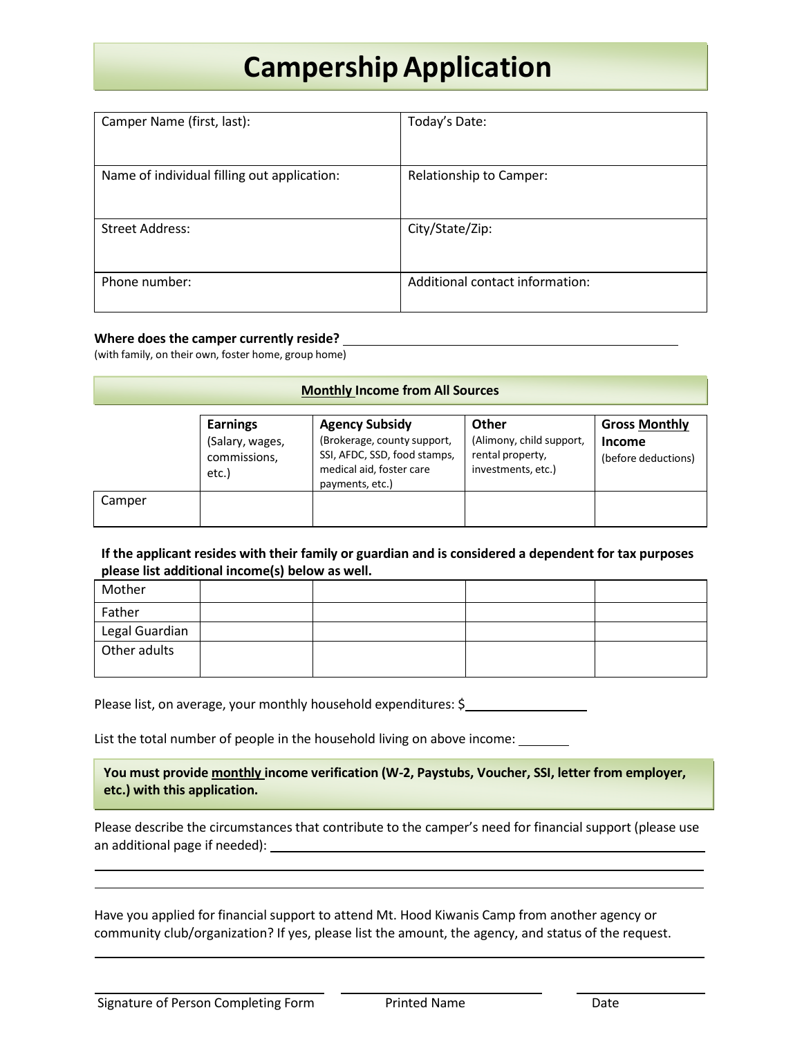# Campership Application

| | |
|---|---|
| Camper Name (first, last): | Today's Date: |
| Name of individual filling out application: | Relationship to Camper: |
| Street Address: | City/State/Zip: |
| Phone number: | Additional contact information: |

**Where does the camper currently reside?** ______________________________
(with family, on their own, foster home, group home)

**<u>Monthly</u> Income from All Sources**

| | **Earnings** (Salary, wages, commissions, etc.) | **Agency Subsidy** (Brokerage, county support, SSI, AFDC, SSD, food stamps, medical aid, foster care payments, etc.) | **Other** (Alimony, child support, rental property, investments, etc.) | **Gross <u>Monthly</u> Income** (before deductions) |
|---|---|---|---|---|
| Camper | | | | |

**If the applicant resides with their family or guardian and is considered a dependent for tax purposes please list additional income(s) below as well.**

| | | | | |
|---|---|---|---|---|
| Mother | | | | |
| Father | | | | |
| Legal Guardian | | | | |
| Other adults | | | | |

Please list, on average, your monthly household expenditures: $______________

List the total number of people in the household living on above income: ______

**You must provide <u>monthly</u> income verification (W-2, Paystubs, Voucher, SSI, letter from employer, etc.) with this application.**

Please describe the circumstances that contribute to the camper's need for financial support (please use an additional page if needed): ______________________________

______________________________

______________________________

Have you applied for financial support to attend Mt. Hood Kiwanis Camp from another agency or community club/organization? If yes, please list the amount, the agency, and status of the request.

______________________________

______________________________ ______________________________ ______________

Signature of Person Completing Form | Printed Name | Date